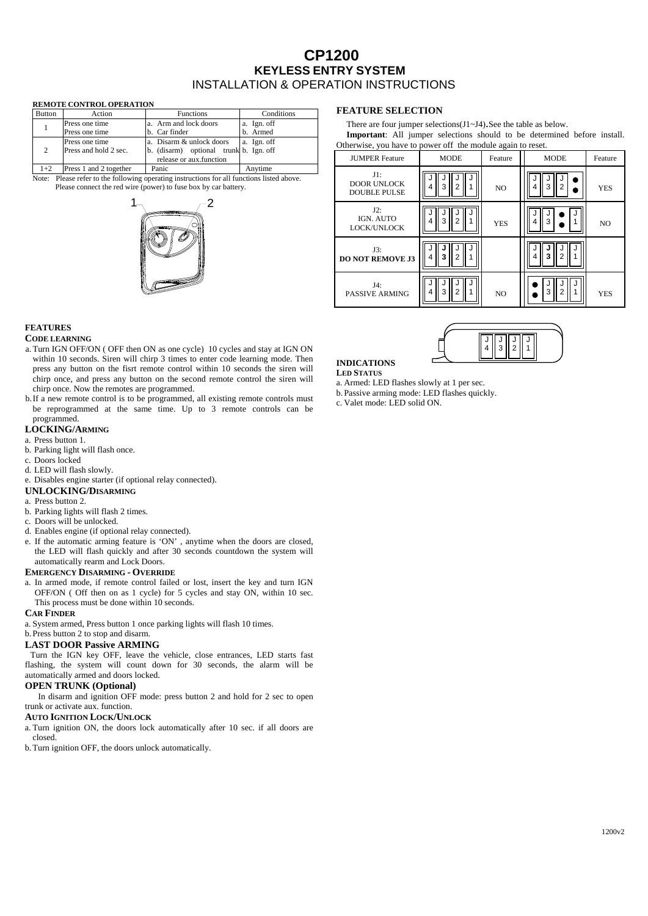# CP1200

## KEYLESS ENTRY SYSTEM

INSTALLATION & OPERATION INSTRUCTIONS

**REMOTE CONTROL OPERATION**

| Button | Action | Functions | Conditions |
|---|---|---|---|
| 1 | Press one time<br>Press one time | a. Arm and lock doors<br>b. Car finder | a. Ign. off<br>b. Armed |
| 2 | Press one time<br>Press and hold 2 sec. | a. Disarm & unlock doors<br>b. (disarm) optional trunk release or aux.function | a. Ign. off<br>b. Ign. off |
| 1+2 | Press 1 and 2 together | Panic | Anytime |

Note: Please refer to the following operating instructions for all functions listed above.
Please connect the red wire (power) to fuse box by car battery.

### FEATURES

**CODE LEARNING**

a. Turn IGN OFF/ON ( OFF then ON as one cycle) 10 cycles and stay at IGN ON within 10 seconds. Siren will chirp 3 times to enter code learning mode. Then press any button on the fisrt remote control within 10 seconds the siren will chirp once, and press any button on the second remote control the siren will chirp once. Now the remotes are programmed.

b. If a new remote control is to be programmed, all existing remote controls must be reprogrammed at the same time. Up to 3 remote controls can be programmed.

**LOCKING/ARMING**

a. Press button 1.
b. Parking light will flash once.
c. Doors locked
d. LED will flash slowly.
e. Disables engine starter (if optional relay connected).

**UNLOCKING/DISARMING**

a. Press button 2.
b. Parking lights will flash 2 times.
c. Doors will be unlocked.
d. Enables engine (if optional relay connected).
e. If the automatic arming feature is 'ON' , anytime when the doors are closed, the LED will flash quickly and after 30 seconds countdown the system will automatically rearm and Lock Doors.

**EMERGENCY DISARMING - OVERRIDE**

a. In armed mode, if remote control failed or lost, insert the key and turn IGN OFF/ON ( Off then on as 1 cycle) for 5 cycles and stay ON, within 10 sec. This process must be done within 10 seconds.

**CAR FINDER**

a. System armed, Press button 1 once parking lights will flash 10 times.
b. Press button 2 to stop and disarm.

**LAST DOOR Passive ARMING**

Turn the IGN key OFF, leave the vehicle, close entrances, LED starts fast flashing, the system will count down for 30 seconds, the alarm will be automatically armed and doors locked.

**OPEN TRUNK (Optional)**

In disarm and ignition OFF mode: press button 2 and hold for 2 sec to open trunk or activate aux. function.

**AUTO IGNITION LOCK/UNLOCK**

a. Turn ignition ON, the doors lock automatically after 10 sec. if all doors are closed.
b. Turn ignition OFF, the doors unlock automatically.

### FEATURE SELECTION

There are four jumper selections(J1~J4). See the table as below.

**Important**: All jumper selections should to be determined before install. Otherwise, you have to power off the module again to reset.

| JUMPER Feature | MODE | Feature | MODE | Feature |
|---|---|---|---|---|
| J1: DOOR UNLOCK DOUBLE PULSE | J4 J3 J2 J1 | NO | J4 J3 J2 (J1 removed) | YES |
| J2: IGN. AUTO LOCK/UNLOCK | J4 J3 J2 J1 | YES | J4 J3 (J2 removed) J1 | NO |
| J3: **DO NOT REMOVE J3** | J4 J3 J2 J1 | | J4 J3 J2 J1 | |
| J4: PASSIVE ARMING | J4 J3 J2 J1 | NO | (J4 removed) J3 J2 J1 | YES |

### INDICATIONS

**LED STATUS**

a. Armed: LED flashes slowly at 1 per sec.
b. Passive arming mode: LED flashes quickly.
c. Valet mode: LED solid ON.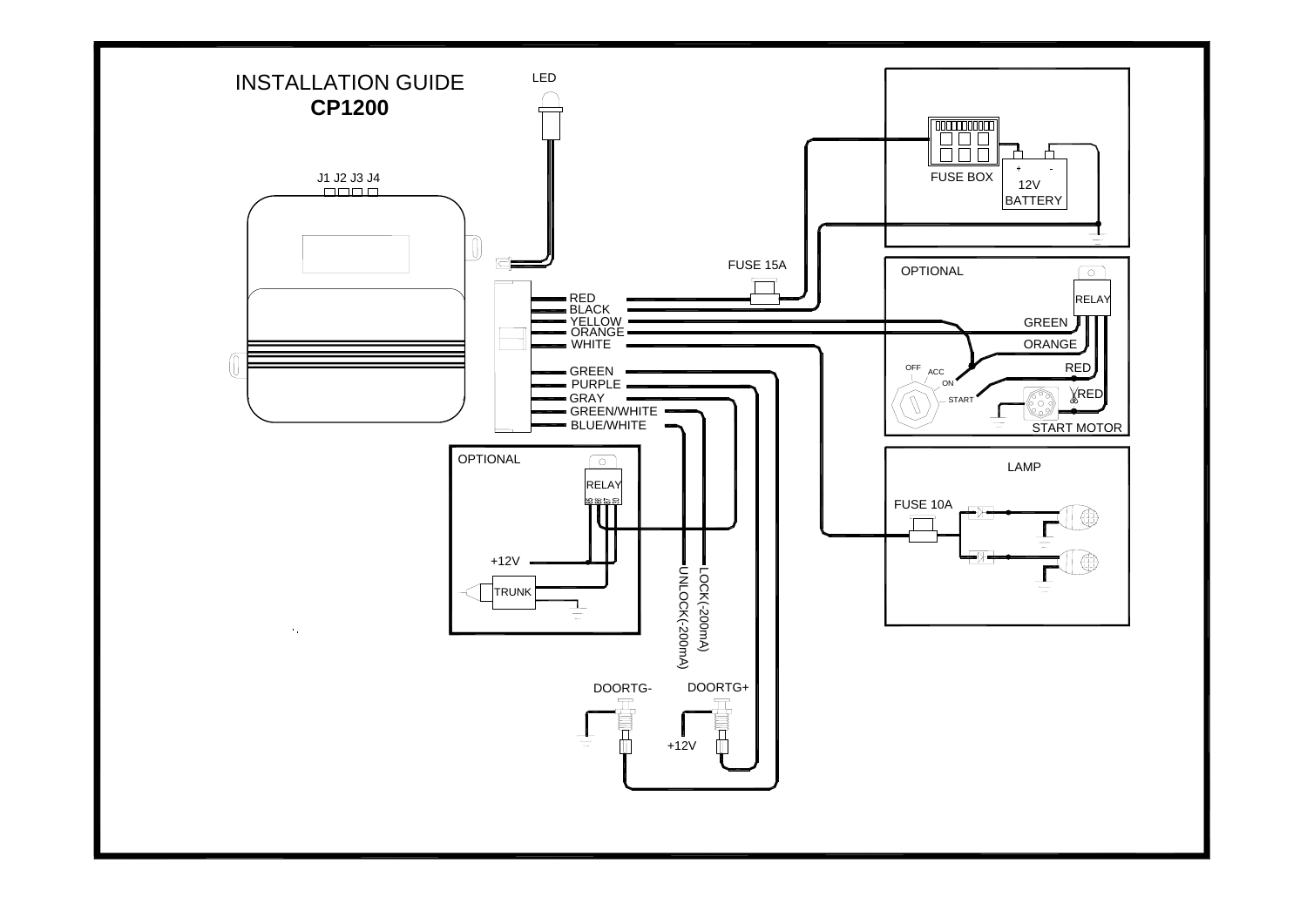# INSTALLATION GUIDE

## CP1200

LED

J1 J2 J3 J4

RED
BLACK
YELLOW
ORANGE
WHITE

GREEN
PURPLE
GRAY
GREEN/WHITE
BLUE/WHITE

FUSE 15A

FUSE BOX

12V
BATTERY

OPTIONAL

RELAY

GREEN
ORANGE
RED
RED

OFF
ACC
ON
START

START MOTOR

LAMP

FUSE 10A

OPTIONAL

RELAY

+12V

TRUNK

LOCK(-200mA)
UNLOCK(-200mA)

DOORTG-
DOORTG+

+12V